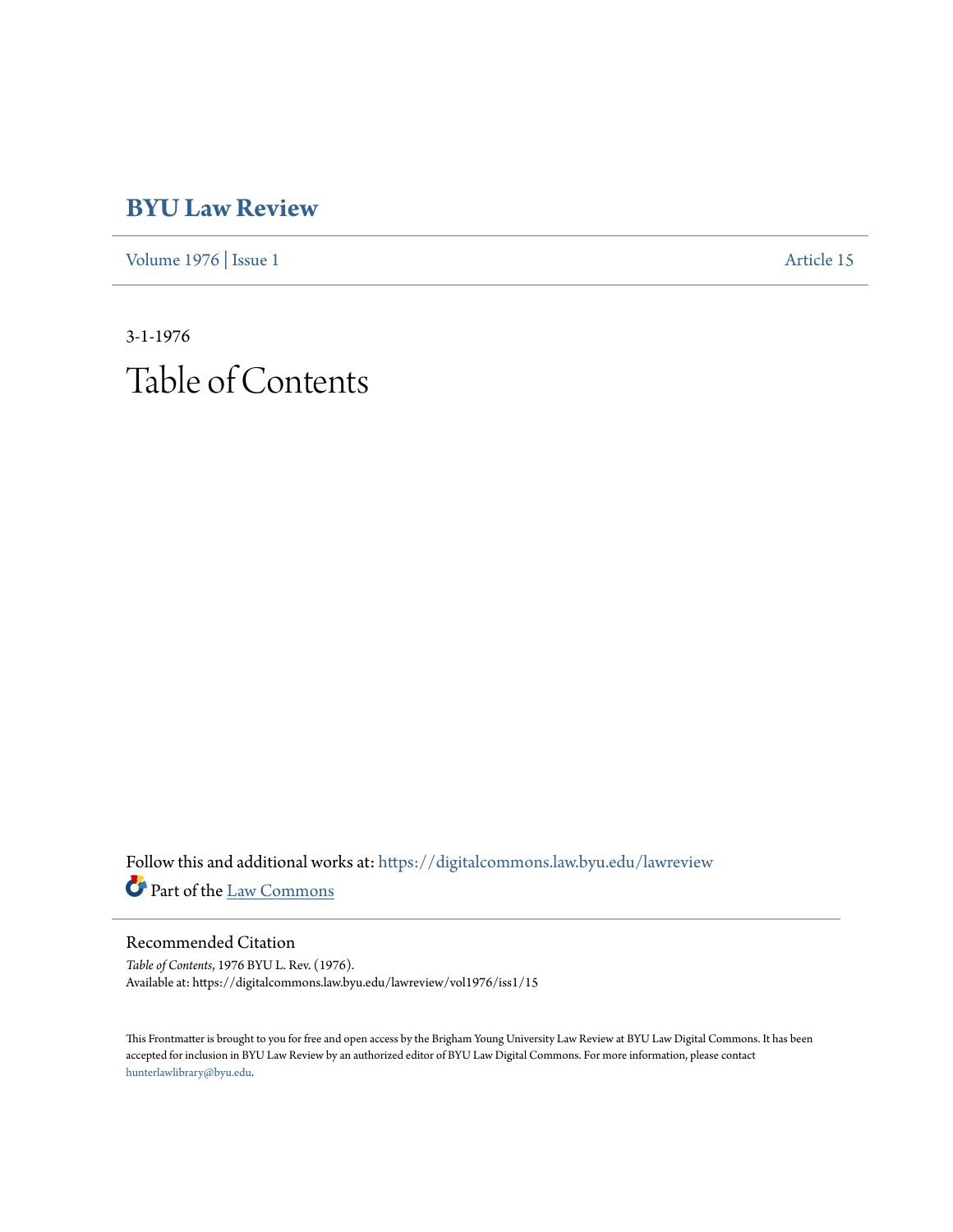# BYU Law Review

Volume 1976 | Issue 1 Article 15

3-1-1976

# Table of Contents

Follow this and additional works at: https://digitalcommons.law.byu.edu/lawreview

Part of the Law Commons

## Recommended Citation

*Table of Contents*, 1976 BYU L. Rev. (1976).
Available at: https://digitalcommons.law.byu.edu/lawreview/vol1976/iss1/15

This Frontmatter is brought to you for free and open access by the Brigham Young University Law Review at BYU Law Digital Commons. It has been accepted for inclusion in BYU Law Review by an authorized editor of BYU Law Digital Commons. For more information, please contact hunterlawlibrary@byu.edu.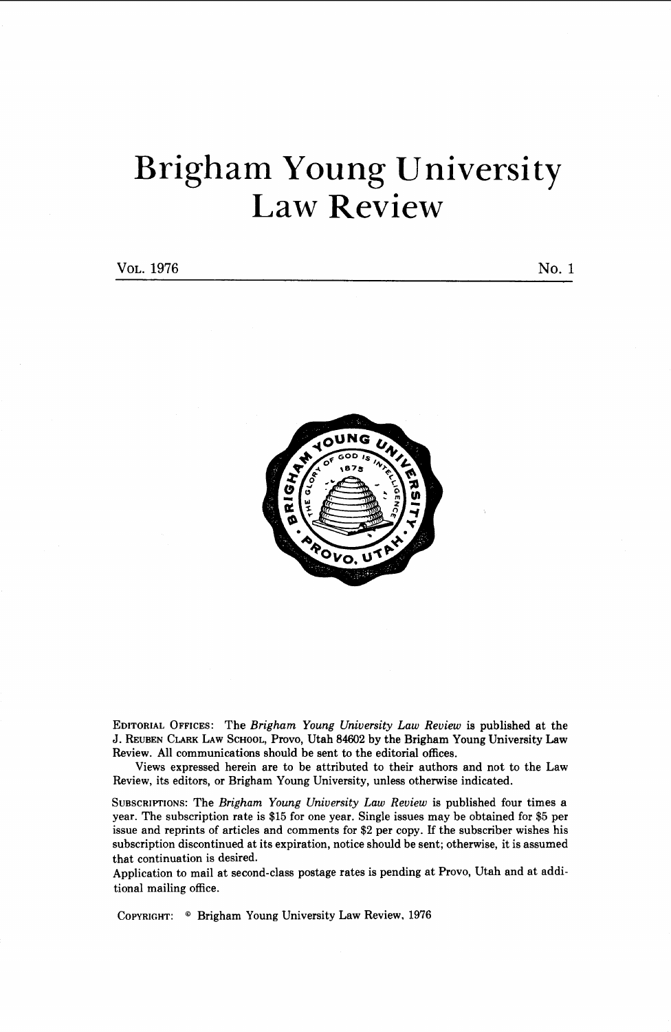# Brigham Young University Law Review

Vol. 1976 No. 1

**Editorial Offices:** The *Brigham Young University Law Review* is published at the J. Reuben Clark Law School, Provo, Utah 84602 by the Brigham Young University Law Review. All communications should be sent to the editorial offices.

Views expressed herein are to be attributed to their authors and not to the Law Review, its editors, or Brigham Young University, unless otherwise indicated.

**Subscriptions:** The *Brigham Young University Law Review* is published four times a year. The subscription rate is $15 for one year. Single issues may be obtained for $5 per issue and reprints of articles and comments for $2 per copy. If the subscriber wishes his subscription discontinued at its expiration, notice should be sent; otherwise, it is assumed that continuation is desired.

Application to mail at second-class postage rates is pending at Provo, Utah and at additional mailing office.

**Copyright:** © Brigham Young University Law Review, 1976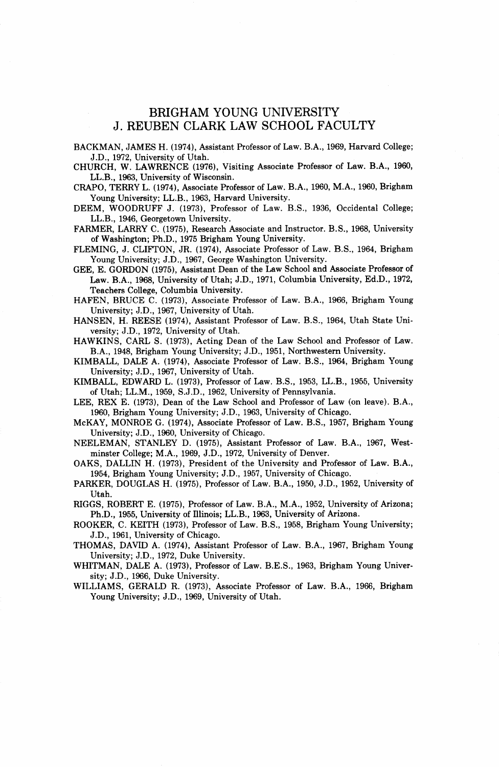# BRIGHAM YOUNG UNIVERSITY
# J. REUBEN CLARK LAW SCHOOL FACULTY

BACKMAN, JAMES H. (1974), Assistant Professor of Law. B.A., 1969, Harvard College; J.D., 1972, University of Utah.

CHURCH, W. LAWRENCE (1976), Visiting Associate Professor of Law. B.A., 1960, LL.B., 1963, University of Wisconsin.

CRAPO, TERRY L. (1974), Associate Professor of Law. B.A., 1960, M.A., 1960, Brigham Young University; LL.B., 1963, Harvard University.

DEEM, WOODRUFF J. (1973), Professor of Law. B.S., 1936, Occidental College; LL.B., 1946, Georgetown University.

FARMER, LARRY C. (1975), Research Associate and Instructor. B.S., 1968, University of Washington; Ph.D., 1975 Brigham Young University.

FLEMING, J. CLIFTON, JR. (1974), Associate Professor of Law. B.S., 1964, Brigham Young University; J.D., 1967, George Washington University.

GEE, E. GORDON (1975), Assistant Dean of the Law School and Associate Professor of Law. B.A., 1968, University of Utah; J.D., 1971, Columbia University, Ed.D., 1972, Teachers College, Columbia University.

HAFEN, BRUCE C. (1973), Associate Professor of Law. B.A., 1966, Brigham Young University; J.D., 1967, University of Utah.

HANSEN, H. REESE (1974), Assistant Professor of Law. B.S., 1964, Utah State University; J.D., 1972, University of Utah.

HAWKINS, CARL S. (1973), Acting Dean of the Law School and Professor of Law. B.A., 1948, Brigham Young University; J.D., 1951, Northwestern University.

KIMBALL, DALE A. (1974), Associate Professor of Law. B.S., 1964, Brigham Young University; J.D., 1967, University of Utah.

KIMBALL, EDWARD L. (1973), Professor of Law. B.S., 1953, LL.B., 1955, University of Utah; LL.M., 1959, S.J.D., 1962, University of Pennsylvania.

LEE, REX E. (1973), Dean of the Law School and Professor of Law (on leave). B.A., 1960, Brigham Young University; J.D., 1963, University of Chicago.

McKAY, MONROE G. (1974), Associate Professor of Law. B.S., 1957, Brigham Young University; J.D., 1960, University of Chicago.

NEELEMAN, STANLEY D. (1975), Assistant Professor of Law. B.A., 1967, Westminster College; M.A., 1969, J.D., 1972, University of Denver.

OAKS, DALLIN H. (1973), President of the University and Professor of Law. B.A., 1954, Brigham Young University; J.D., 1957, University of Chicago.

PARKER, DOUGLAS H. (1975), Professor of Law. B.A., 1950, J.D., 1952, University of Utah.

RIGGS, ROBERT E. (1975), Professor of Law. B.A., M.A., 1952, University of Arizona; Ph.D., 1955, University of Illinois; LL.B., 1963, University of Arizona.

ROOKER, C. KEITH (1973), Professor of Law. B.S., 1958, Brigham Young University; J.D., 1961, University of Chicago.

THOMAS, DAVID A. (1974), Assistant Professor of Law. B.A., 1967, Brigham Young University; J.D., 1972, Duke University.

WHITMAN, DALE A. (1973), Professor of Law. B.E.S., 1963, Brigham Young University; J.D., 1966, Duke University.

WILLIAMS, GERALD R. (1973), Associate Professor of Law. B.A., 1966, Brigham Young University; J.D., 1969, University of Utah.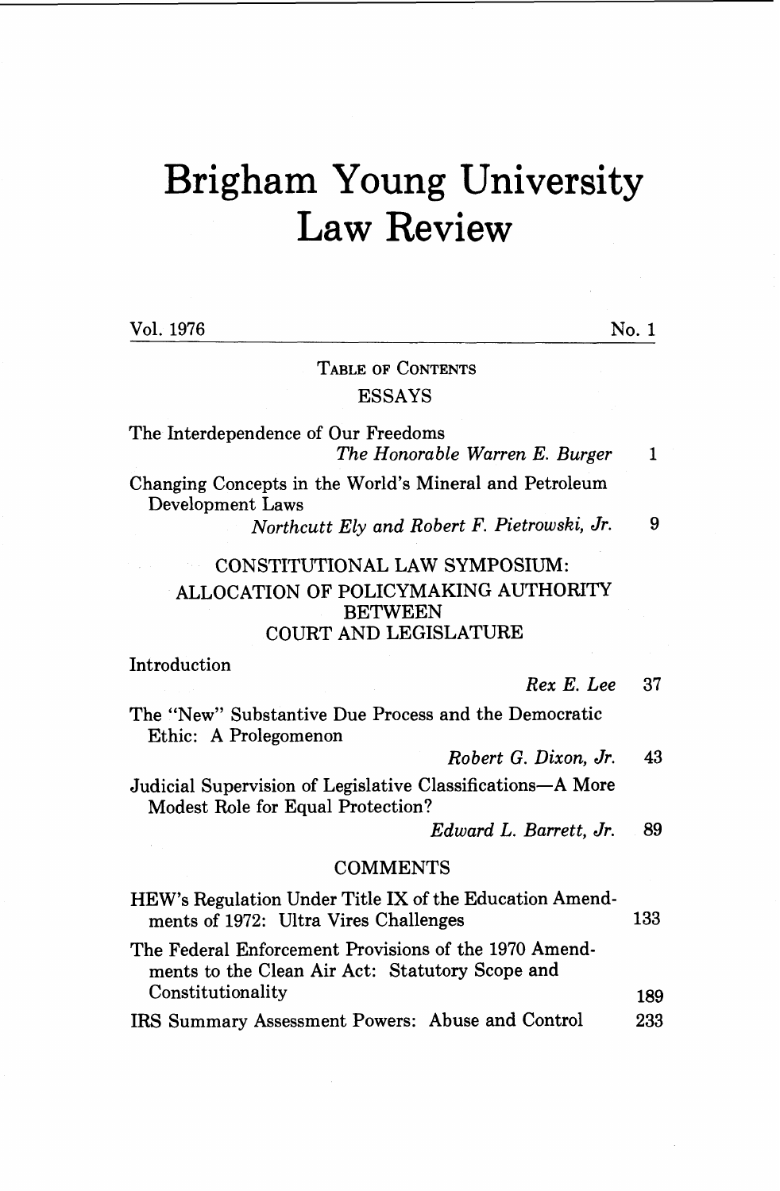# Brigham Young University Law Review

Vol. 1976 No. 1

TABLE OF CONTENTS

## ESSAYS

The Interdependence of Our Freedoms
*The Honorable Warren E. Burger* 1

Changing Concepts in the World's Mineral and Petroleum Development Laws
*Northcutt Ely and Robert F. Pietrowski, Jr.* 9

## CONSTITUTIONAL LAW SYMPOSIUM: ALLOCATION OF POLICYMAKING AUTHORITY BETWEEN COURT AND LEGISLATURE

Introduction
*Rex E. Lee* 37

The "New" Substantive Due Process and the Democratic Ethic: A Prolegomenon
*Robert G. Dixon, Jr.* 43

Judicial Supervision of Legislative Classifications—A More Modest Role for Equal Protection?
*Edward L. Barrett, Jr.* 89

## COMMENTS

HEW's Regulation Under Title IX of the Education Amendments of 1972: Ultra Vires Challenges 133

The Federal Enforcement Provisions of the 1970 Amendments to the Clean Air Act: Statutory Scope and Constitutionality 189

IRS Summary Assessment Powers: Abuse and Control 233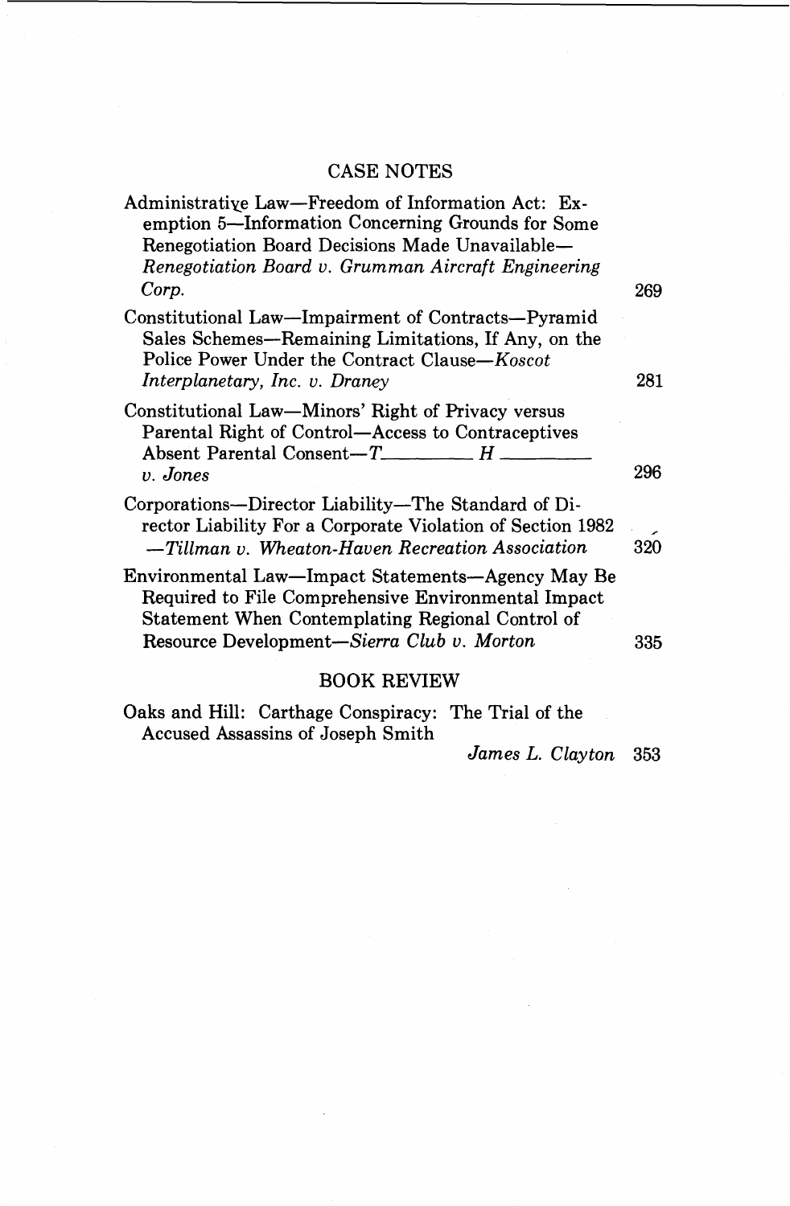## CASE NOTES

Administrative Law—Freedom of Information Act: Exemption 5—Information Concerning Grounds for Some Renegotiation Board Decisions Made Unavailable—*Renegotiation Board v. Grumman Aircraft Engineering Corp.* 269

Constitutional Law—Impairment of Contracts—Pyramid Sales Schemes—Remaining Limitations, If Any, on the Police Power Under the Contract Clause—*Koscot Interplanetary, Inc. v. Draney* 281

Constitutional Law—Minors' Right of Privacy versus Parental Right of Control—Access to Contraceptives Absent Parental Consent—*T\_\_\_\_\_\_\_ H\_\_\_\_\_\_\_ v. Jones* 296

Corporations—Director Liability—The Standard of Director Liability For a Corporate Violation of Section 1982 —*Tillman v. Wheaton-Haven Recreation Association* 320

Environmental Law—Impact Statements—Agency May Be Required to File Comprehensive Environmental Impact Statement When Contemplating Regional Control of Resource Development—*Sierra Club v. Morton* 335

## BOOK REVIEW

Oaks and Hill: Carthage Conspiracy: The Trial of the Accused Assassins of Joseph Smith

*James L. Clayton* 353